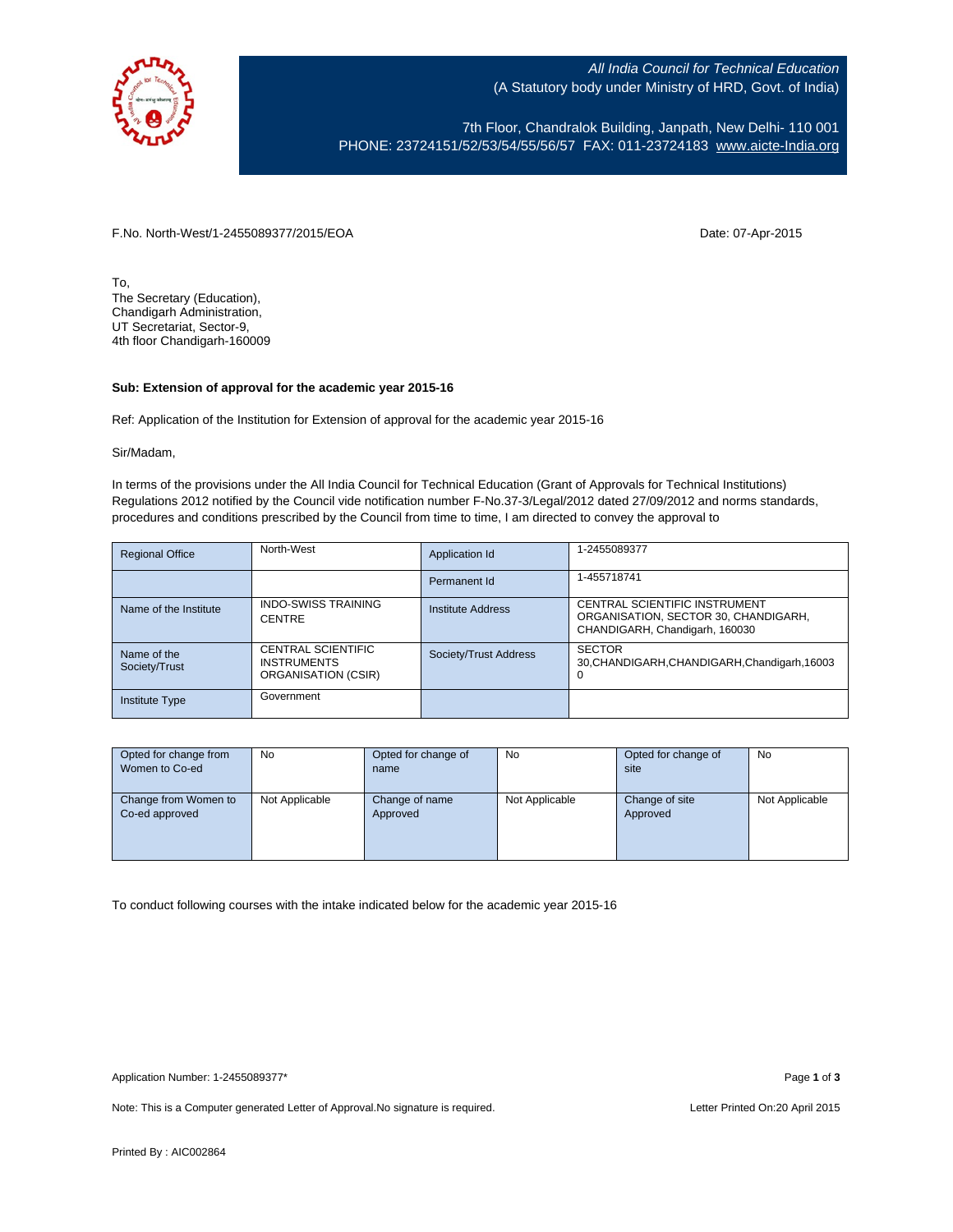*All India Council for Technical Education*
(A Statutory body under Ministry of HRD, Govt. of India)

7th Floor, Chandralok Building, Janpath, New Delhi- 110 001
PHONE: 23724151/52/53/54/55/56/57 FAX: 011-23724183 www.aicte-India.org

F.No. North-West/1-2455089377/2015/EOA

Date: 07-Apr-2015

To,
The Secretary (Education),
Chandigarh Administration,
UT Secretariat, Sector-9,
4th floor Chandigarh-160009

**Sub: Extension of approval for the academic year 2015-16**

Ref: Application of the Institution for Extension of approval for the academic year 2015-16

Sir/Madam,

In terms of the provisions under the All India Council for Technical Education (Grant of Approvals for Technical Institutions) Regulations 2012 notified by the Council vide notification number F-No.37-3/Legal/2012 dated 27/09/2012 and norms standards, procedures and conditions prescribed by the Council from time to time, I am directed to convey the approval to

| Regional Office | North-West | Application Id | 1-2455089377 |
|---|---|---|---|
| | | Permanent Id | 1-455718741 |
| Name of the Institute | INDO-SWISS TRAINING CENTRE | Institute Address | CENTRAL SCIENTIFIC INSTRUMENT ORGANISATION, SECTOR 30, CHANDIGARH, CHANDIGARH, Chandigarh, 160030 |
| Name of the Society/Trust | CENTRAL SCIENTIFIC INSTRUMENTS ORGANISATION (CSIR) | Society/Trust Address | SECTOR 30,CHANDIGARH,CHANDIGARH,Chandigarh,160030 |
| Institute Type | Government | | |

| Opted for change from Women to Co-ed | No | Opted for change of name | No | Opted for change of site | No |
|---|---|---|---|---|---|
| Change from Women to Co-ed approved | Not Applicable | Change of name Approved | Not Applicable | Change of site Approved | Not Applicable |

To conduct following courses with the intake indicated below for the academic year 2015-16

Application Number: 1-2455089377*

Note: This is a Computer generated Letter of Approval.No signature is required.

Letter Printed On:20 April 2015

Printed By : AIC002864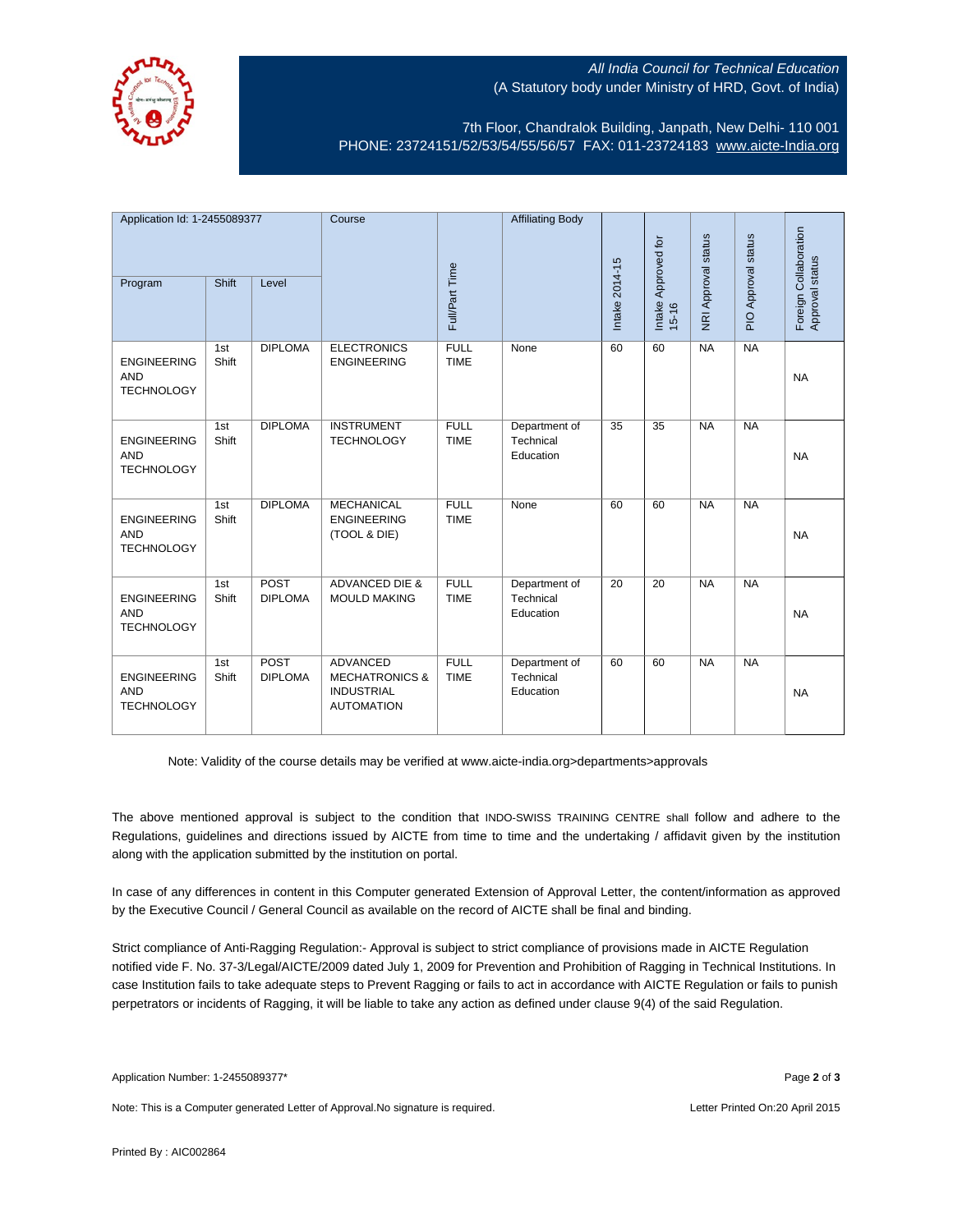All India Council for Technical Education
(A Statutory body under Ministry of HRD, Govt. of India)

7th Floor, Chandralok Building, Janpath, New Delhi- 110 001
PHONE: 23724151/52/53/54/55/56/57 FAX: 011-23724183 www.aicte-India.org

| Application Id: 1-2455089377 | | | Course | Full/Part Time | Affiliating Body | Intake 2014-15 | Intake Approved for 15-16 | NRI Approval status | PIO Approval status | Foreign Collaboration Approval status |
|---|---|---|---|---|---|---|---|---|---|---|
| Program | Shift | Level | | | | | | | | |
| ENGINEERING AND TECHNOLOGY | 1st Shift | DIPLOMA | ELECTRONICS ENGINEERING | FULL TIME | None | 60 | 60 | NA | NA | NA |
| ENGINEERING AND TECHNOLOGY | 1st Shift | DIPLOMA | INSTRUMENT TECHNOLOGY | FULL TIME | Department of Technical Education | 35 | 35 | NA | NA | NA |
| ENGINEERING AND TECHNOLOGY | 1st Shift | DIPLOMA | MECHANICAL ENGINEERING (TOOL & DIE) | FULL TIME | None | 60 | 60 | NA | NA | NA |
| ENGINEERING AND TECHNOLOGY | 1st Shift | POST DIPLOMA | ADVANCED DIE & MOULD MAKING | FULL TIME | Department of Technical Education | 20 | 20 | NA | NA | NA |
| ENGINEERING AND TECHNOLOGY | 1st Shift | POST DIPLOMA | ADVANCED MECHATRONICS & INDUSTRIAL AUTOMATION | FULL TIME | Department of Technical Education | 60 | 60 | NA | NA | NA |

Note: Validity of the course details may be verified at www.aicte-india.org>departments>approvals

The above mentioned approval is subject to the condition that INDO-SWISS TRAINING CENTRE shall follow and adhere to the Regulations, guidelines and directions issued by AICTE from time to time and the undertaking / affidavit given by the institution along with the application submitted by the institution on portal.

In case of any differences in content in this Computer generated Extension of Approval Letter, the content/information as approved by the Executive Council / General Council as available on the record of AICTE shall be final and binding.

Strict compliance of Anti-Ragging Regulation:- Approval is subject to strict compliance of provisions made in AICTE Regulation notified vide F. No. 37-3/Legal/AICTE/2009 dated July 1, 2009 for Prevention and Prohibition of Ragging in Technical Institutions. In case Institution fails to take adequate steps to Prevent Ragging or fails to act in accordance with AICTE Regulation or fails to punish perpetrators or incidents of Ragging, it will be liable to take any action as defined under clause 9(4) of the said Regulation.

Application Number: 1-2455089377*

Note: This is a Computer generated Letter of Approval.No signature is required. Letter Printed On:20 April 2015

Printed By : AIC002864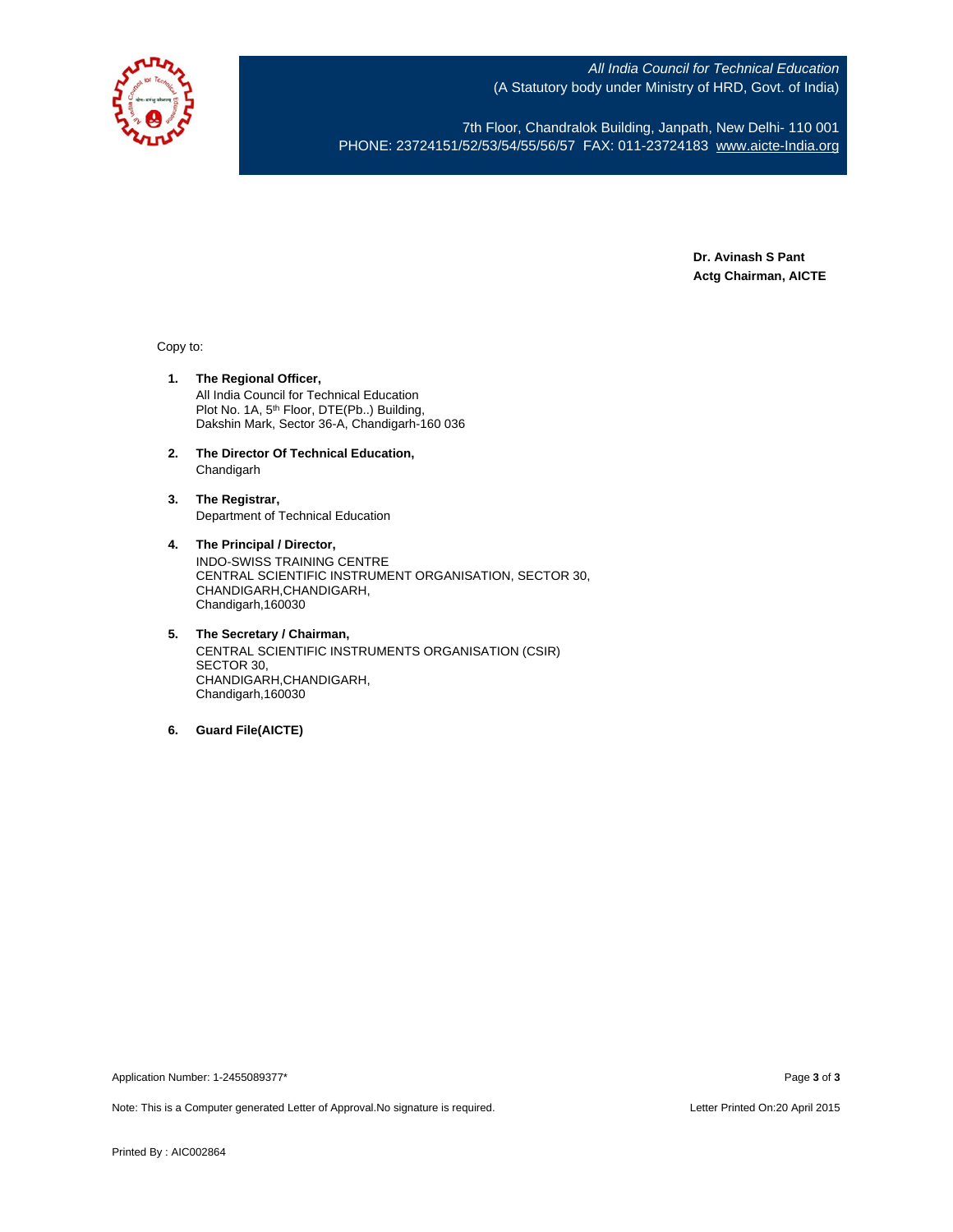*All India Council for Technical Education*
(A Statutory body under Ministry of HRD, Govt. of India)

7th Floor, Chandralok Building, Janpath, New Delhi- 110 001
PHONE: 23724151/52/53/54/55/56/57 FAX: 011-23724183 www.aicte-India.org

**Dr. Avinash S Pant**
**Actg Chairman, AICTE**

Copy to:

1. **The Regional Officer,**
   All India Council for Technical Education
   Plot No. 1A, 5th Floor, DTE(Pb..) Building,
   Dakshin Mark, Sector 36-A, Chandigarh-160 036

2. **The Director Of Technical Education,**
   Chandigarh

3. **The Registrar,**
   Department of Technical Education

4. **The Principal / Director,**
   INDO-SWISS TRAINING CENTRE
   CENTRAL SCIENTIFIC INSTRUMENT ORGANISATION, SECTOR 30,
   CHANDIGARH,CHANDIGARH,
   Chandigarh,160030

5. **The Secretary / Chairman,**
   CENTRAL SCIENTIFIC INSTRUMENTS ORGANISATION (CSIR)
   SECTOR 30,
   CHANDIGARH,CHANDIGARH,
   Chandigarh,160030

6. **Guard File(AICTE)**

Application Number: 1-2455089377*

Note: This is a Computer generated Letter of Approval.No signature is required.

Letter Printed On:20 April 2015

Printed By : AIC002864